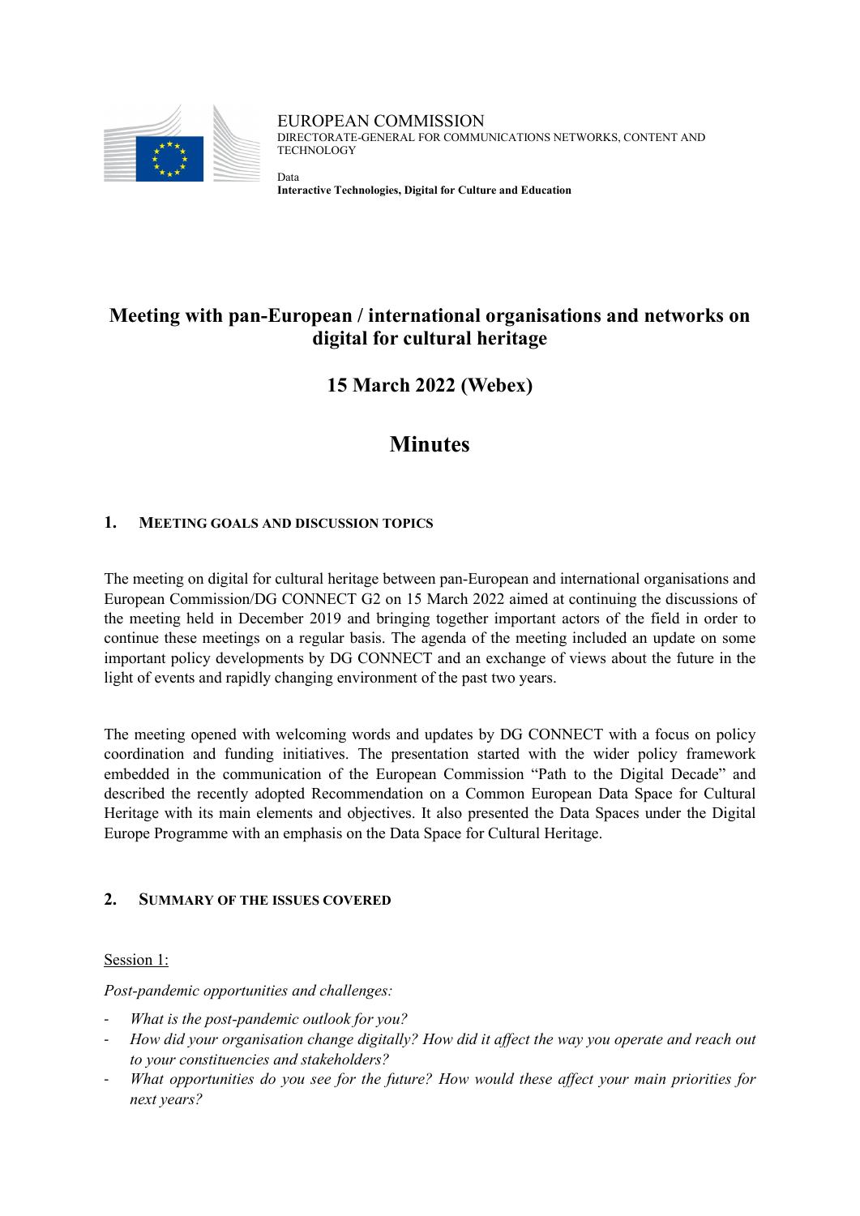EUROPEAN COMMISSION
DIRECTORATE-GENERAL FOR COMMUNICATIONS NETWORKS, CONTENT AND TECHNOLOGY

Data
**Interactive Technologies, Digital for Culture and Education**

# Meeting with pan-European / international organisations and networks on digital for cultural heritage

## 15 March 2022 (Webex)

# Minutes

## 1. Meeting goals and discussion topics

The meeting on digital for cultural heritage between pan-European and international organisations and European Commission/DG CONNECT G2 on 15 March 2022 aimed at continuing the discussions of the meeting held in December 2019 and bringing together important actors of the field in order to continue these meetings on a regular basis. The agenda of the meeting included an update on some important policy developments by DG CONNECT and an exchange of views about the future in the light of events and rapidly changing environment of the past two years.

The meeting opened with welcoming words and updates by DG CONNECT with a focus on policy coordination and funding initiatives. The presentation started with the wider policy framework embedded in the communication of the European Commission "Path to the Digital Decade" and described the recently adopted Recommendation on a Common European Data Space for Cultural Heritage with its main elements and objectives. It also presented the Data Spaces under the Digital Europe Programme with an emphasis on the Data Space for Cultural Heritage.

## 2. Summary of the issues covered

Session 1:

*Post-pandemic opportunities and challenges:*

- *What is the post-pandemic outlook for you?*
- *How did your organisation change digitally? How did it affect the way you operate and reach out to your constituencies and stakeholders?*
- *What opportunities do you see for the future? How would these affect your main priorities for next years?*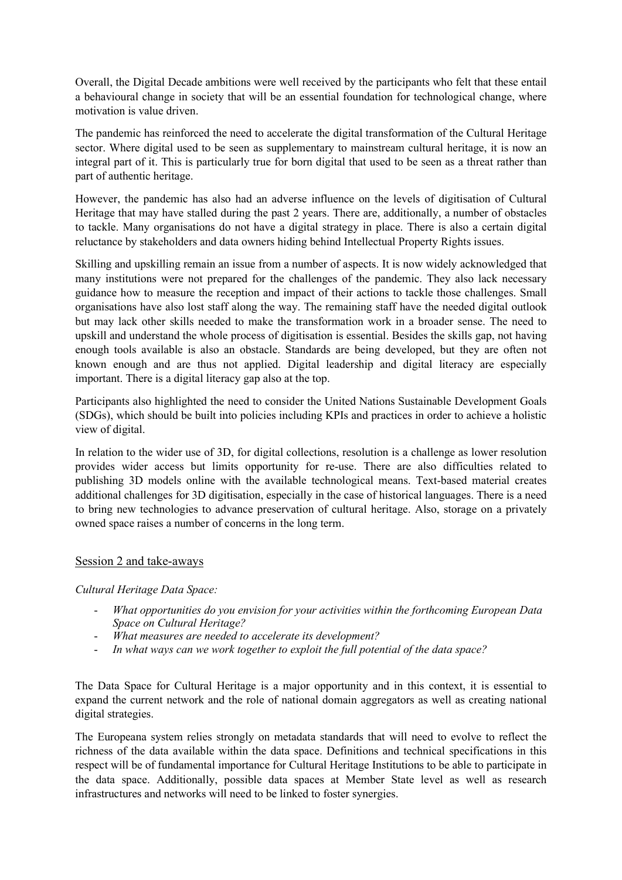Overall, the Digital Decade ambitions were well received by the participants who felt that these entail a behavioural change in society that will be an essential foundation for technological change, where motivation is value driven.

The pandemic has reinforced the need to accelerate the digital transformation of the Cultural Heritage sector. Where digital used to be seen as supplementary to mainstream cultural heritage, it is now an integral part of it. This is particularly true for born digital that used to be seen as a threat rather than part of authentic heritage.

However, the pandemic has also had an adverse influence on the levels of digitisation of Cultural Heritage that may have stalled during the past 2 years. There are, additionally, a number of obstacles to tackle. Many organisations do not have a digital strategy in place. There is also a certain digital reluctance by stakeholders and data owners hiding behind Intellectual Property Rights issues.

Skilling and upskilling remain an issue from a number of aspects. It is now widely acknowledged that many institutions were not prepared for the challenges of the pandemic. They also lack necessary guidance how to measure the reception and impact of their actions to tackle those challenges. Small organisations have also lost staff along the way. The remaining staff have the needed digital outlook but may lack other skills needed to make the transformation work in a broader sense. The need to upskill and understand the whole process of digitisation is essential. Besides the skills gap, not having enough tools available is also an obstacle. Standards are being developed, but they are often not known enough and are thus not applied. Digital leadership and digital literacy are especially important. There is a digital literacy gap also at the top.

Participants also highlighted the need to consider the United Nations Sustainable Development Goals (SDGs), which should be built into policies including KPIs and practices in order to achieve a holistic view of digital.

In relation to the wider use of 3D, for digital collections, resolution is a challenge as lower resolution provides wider access but limits opportunity for re-use. There are also difficulties related to publishing 3D models online with the available technological means. Text-based material creates additional challenges for 3D digitisation, especially in the case of historical languages. There is a need to bring new technologies to advance preservation of cultural heritage. Also, storage on a privately owned space raises a number of concerns in the long term.

## Session 2 and take-aways

*Cultural Heritage Data Space:*

- *What opportunities do you envision for your activities within the forthcoming European Data Space on Cultural Heritage?*
- *What measures are needed to accelerate its development?*
- *In what ways can we work together to exploit the full potential of the data space?*

The Data Space for Cultural Heritage is a major opportunity and in this context, it is essential to expand the current network and the role of national domain aggregators as well as creating national digital strategies.

The Europeana system relies strongly on metadata standards that will need to evolve to reflect the richness of the data available within the data space. Definitions and technical specifications in this respect will be of fundamental importance for Cultural Heritage Institutions to be able to participate in the data space. Additionally, possible data spaces at Member State level as well as research infrastructures and networks will need to be linked to foster synergies.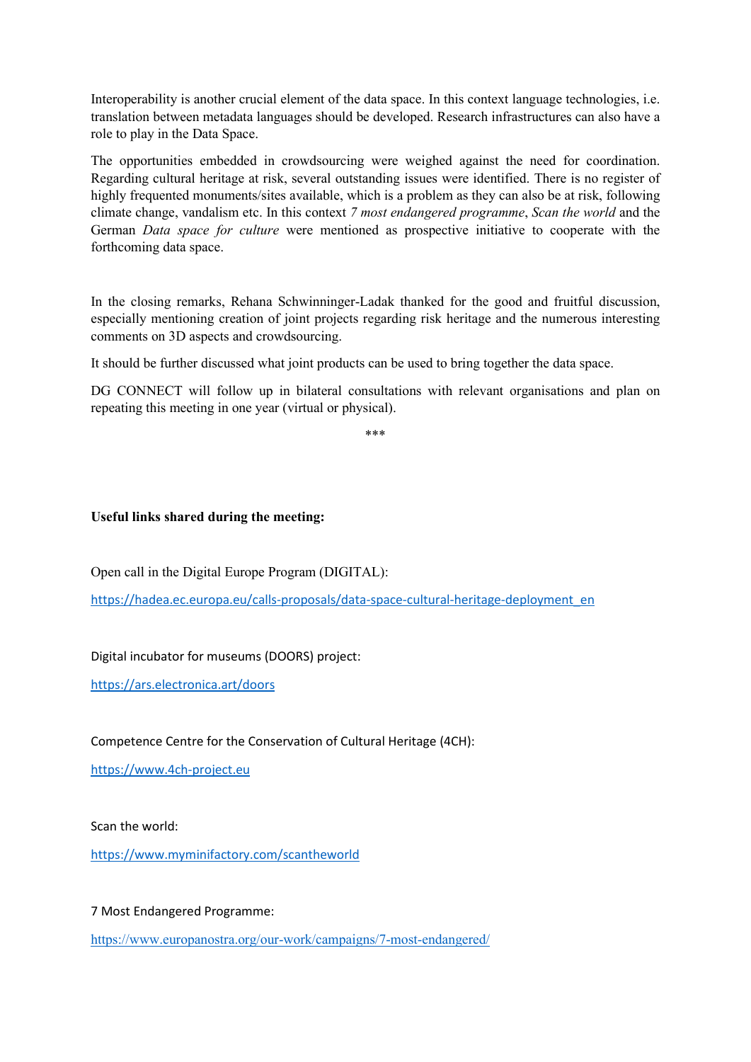Interoperability is another crucial element of the data space. In this context language technologies, i.e. translation between metadata languages should be developed. Research infrastructures can also have a role to play in the Data Space.

The opportunities embedded in crowdsourcing were weighed against the need for coordination. Regarding cultural heritage at risk, several outstanding issues were identified. There is no register of highly frequented monuments/sites available, which is a problem as they can also be at risk, following climate change, vandalism etc. In this context *7 most endangered programme*, *Scan the world* and the German *Data space for culture* were mentioned as prospective initiative to cooperate with the forthcoming data space.

In the closing remarks, Rehana Schwinninger-Ladak thanked for the good and fruitful discussion, especially mentioning creation of joint projects regarding risk heritage and the numerous interesting comments on 3D aspects and crowdsourcing.

It should be further discussed what joint products can be used to bring together the data space.

DG CONNECT will follow up in bilateral consultations with relevant organisations and plan on repeating this meeting in one year (virtual or physical).

***

**Useful links shared during the meeting:**

Open call in the Digital Europe Program (DIGITAL):

https://hadea.ec.europa.eu/calls-proposals/data-space-cultural-heritage-deployment_en

Digital incubator for museums (DOORS) project:

https://ars.electronica.art/doors

Competence Centre for the Conservation of Cultural Heritage (4CH):

https://www.4ch-project.eu

Scan the world:

https://www.myminifactory.com/scantheworld

7 Most Endangered Programme:

https://www.europanostra.org/our-work/campaigns/7-most-endangered/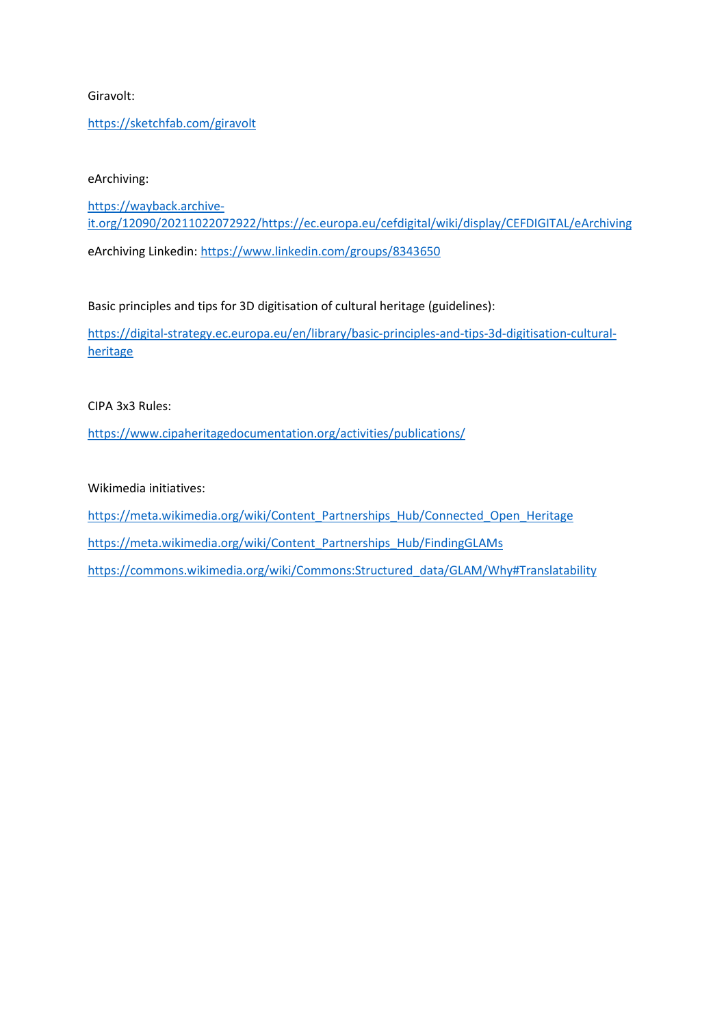Giravolt:

https://sketchfab.com/giravolt

eArchiving:

https://wayback.archive-it.org/12090/20211022072922/https://ec.europa.eu/cefdigital/wiki/display/CEFDIGITAL/eArchiving

eArchiving Linkedin: https://www.linkedin.com/groups/8343650

Basic principles and tips for 3D digitisation of cultural heritage (guidelines):

https://digital-strategy.ec.europa.eu/en/library/basic-principles-and-tips-3d-digitisation-cultural-heritage

CIPA 3x3 Rules:

https://www.cipaheritagedocumentation.org/activities/publications/

Wikimedia initiatives:

https://meta.wikimedia.org/wiki/Content_Partnerships_Hub/Connected_Open_Heritage

https://meta.wikimedia.org/wiki/Content_Partnerships_Hub/FindingGLAMs

https://commons.wikimedia.org/wiki/Commons:Structured_data/GLAM/Why#Translatability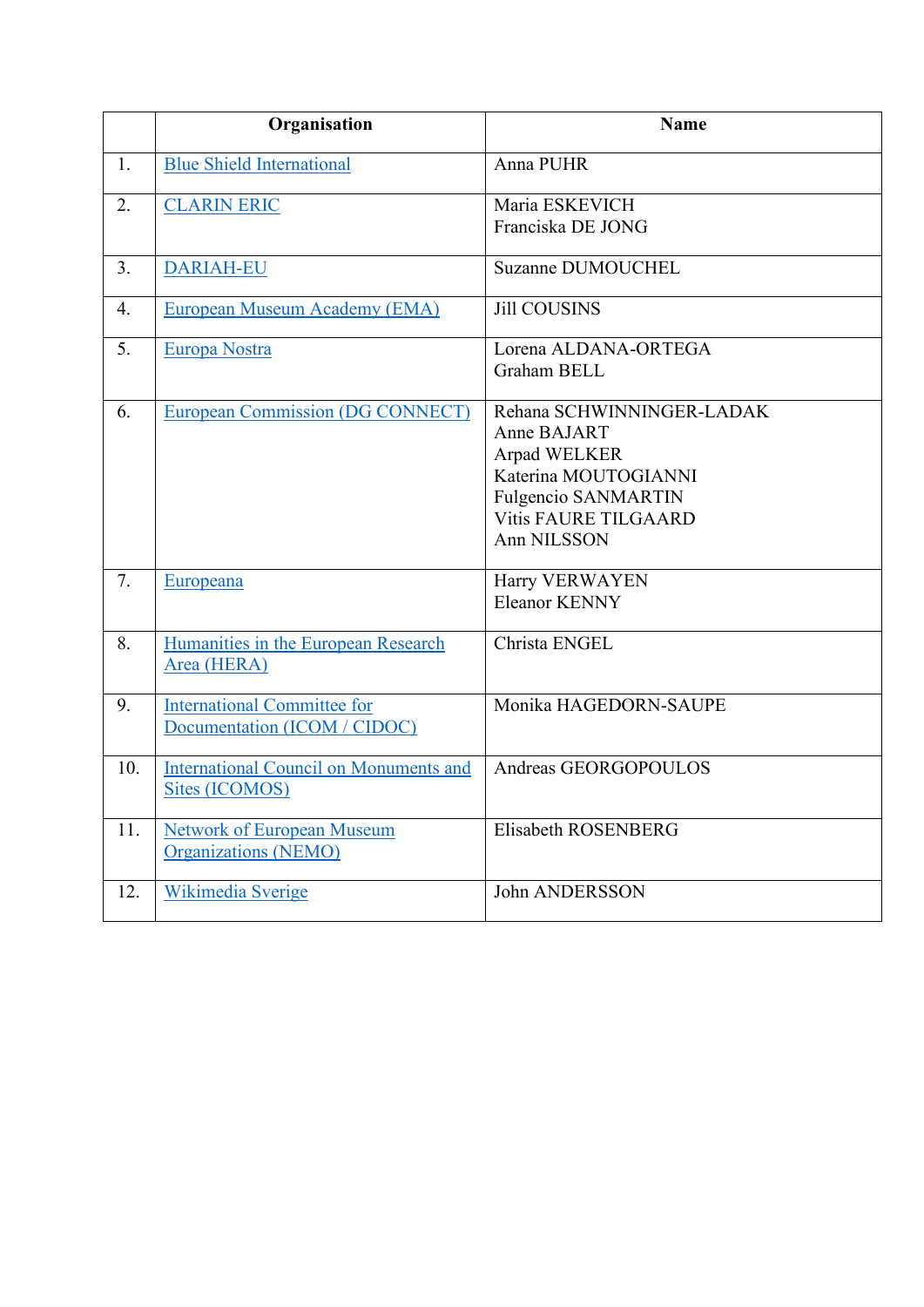| | Organisation | Name |
|---|---|---|
| 1. | Blue Shield International | Anna PUHR |
| 2. | CLARIN ERIC | Maria ESKEVICH<br>Franciska DE JONG |
| 3. | DARIAH-EU | Suzanne DUMOUCHEL |
| 4. | European Museum Academy (EMA) | Jill COUSINS |
| 5. | Europa Nostra | Lorena ALDANA-ORTEGA<br>Graham BELL |
| 6. | European Commission (DG CONNECT) | Rehana SCHWINNINGER-LADAK<br>Anne BAJART<br>Arpad WELKER<br>Katerina MOUTOGIANNI<br>Fulgencio SANMARTIN<br>Vitis FAURE TILGAARD<br>Ann NILSSON |
| 7. | Europeana | Harry VERWAYEN<br>Eleanor KENNY |
| 8. | Humanities in the European Research Area (HERA) | Christa ENGEL |
| 9. | International Committee for Documentation (ICOM / CIDOC) | Monika HAGEDORN-SAUPE |
| 10. | International Council on Monuments and Sites (ICOMOS) | Andreas GEORGOPOULOS |
| 11. | Network of European Museum Organizations (NEMO) | Elisabeth ROSENBERG |
| 12. | Wikimedia Sverige | John ANDERSSON |